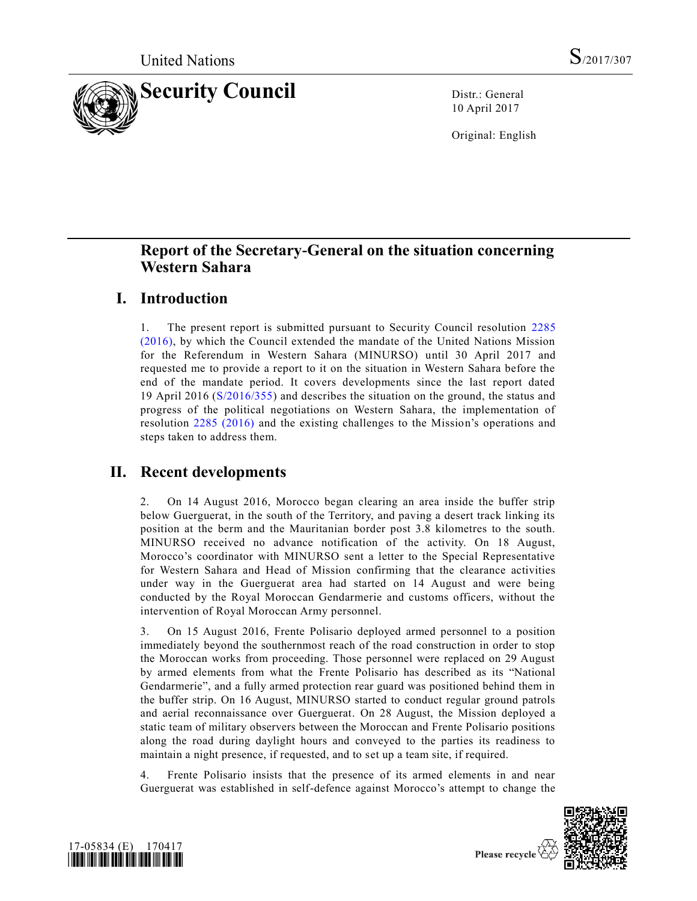United Nations S/2017/307

# Security Council

Distr.: General
10 April 2017

Original: English

## Report of the Secretary-General on the situation concerning Western Sahara

### I. Introduction

1. The present report is submitted pursuant to Security Council resolution 2285 (2016), by which the Council extended the mandate of the United Nations Mission for the Referendum in Western Sahara (MINURSO) until 30 April 2017 and requested me to provide a report to it on the situation in Western Sahara before the end of the mandate period. It covers developments since the last report dated 19 April 2016 (S/2016/355) and describes the situation on the ground, the status and progress of the political negotiations on Western Sahara, the implementation of resolution 2285 (2016) and the existing challenges to the Mission's operations and steps taken to address them.

### II. Recent developments

2. On 14 August 2016, Morocco began clearing an area inside the buffer strip below Guerguerat, in the south of the Territory, and paving a desert track linking its position at the berm and the Mauritanian border post 3.8 kilometres to the south. MINURSO received no advance notification of the activity. On 18 August, Morocco's coordinator with MINURSO sent a letter to the Special Representative for Western Sahara and Head of Mission confirming that the clearance activities under way in the Guerguerat area had started on 14 August and were being conducted by the Royal Moroccan Gendarmerie and customs officers, without the intervention of Royal Moroccan Army personnel.

3. On 15 August 2016, Frente Polisario deployed armed personnel to a position immediately beyond the southernmost reach of the road construction in order to stop the Moroccan works from proceeding. Those personnel were replaced on 29 August by armed elements from what the Frente Polisario has described as its "National Gendarmerie", and a fully armed protection rear guard was positioned behind them in the buffer strip. On 16 August, MINURSO started to conduct regular ground patrols and aerial reconnaissance over Guerguerat. On 28 August, the Mission deployed a static team of military observers between the Moroccan and Frente Polisario positions along the road during daylight hours and conveyed to the parties its readiness to maintain a night presence, if requested, and to set up a team site, if required.

4. Frente Polisario insists that the presence of its armed elements in and near Guerguerat was established in self-defence against Morocco's attempt to change the

17-05834 (E) 170417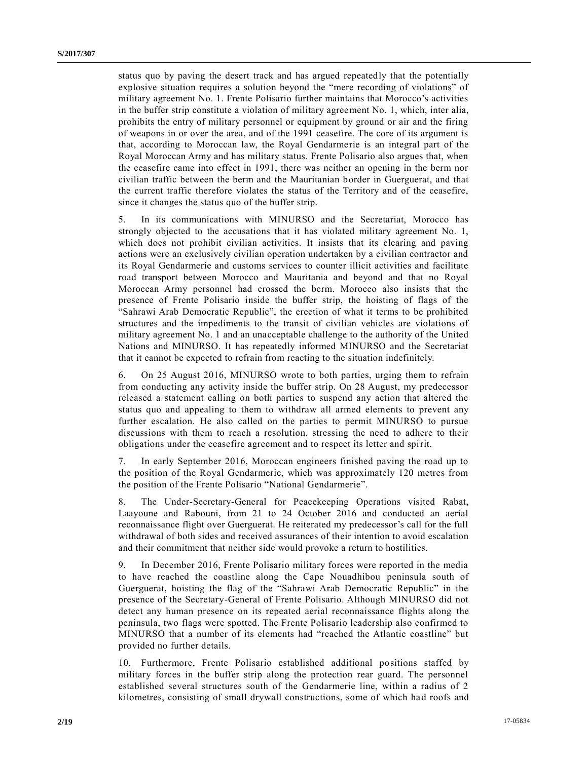status quo by paving the desert track and has argued repeatedly that the potentially explosive situation requires a solution beyond the "mere recording of violations" of military agreement No. 1. Frente Polisario further maintains that Morocco's activities in the buffer strip constitute a violation of military agreement No. 1, which, inter alia, prohibits the entry of military personnel or equipment by ground or air and the firing of weapons in or over the area, and of the 1991 ceasefire. The core of its argument is that, according to Moroccan law, the Royal Gendarmerie is an integral part of the Royal Moroccan Army and has military status. Frente Polisario also argues that, when the ceasefire came into effect in 1991, there was neither an opening in the berm nor civilian traffic between the berm and the Mauritanian border in Guerguerat, and that the current traffic therefore violates the status of the Territory and of the ceasefire, since it changes the status quo of the buffer strip.

5. In its communications with MINURSO and the Secretariat, Morocco has strongly objected to the accusations that it has violated military agreement No. 1, which does not prohibit civilian activities. It insists that its clearing and paving actions were an exclusively civilian operation undertaken by a civilian contractor and its Royal Gendarmerie and customs services to counter illicit activities and facilitate road transport between Morocco and Mauritania and beyond and that no Royal Moroccan Army personnel had crossed the berm. Morocco also insists that the presence of Frente Polisario inside the buffer strip, the hoisting of flags of the "Sahrawi Arab Democratic Republic", the erection of what it terms to be prohibited structures and the impediments to the transit of civilian vehicles are violations of military agreement No. 1 and an unacceptable challenge to the authority of the United Nations and MINURSO. It has repeatedly informed MINURSO and the Secretariat that it cannot be expected to refrain from reacting to the situation indefinitely.

6. On 25 August 2016, MINURSO wrote to both parties, urging them to refrain from conducting any activity inside the buffer strip. On 28 August, my predecessor released a statement calling on both parties to suspend any action that altered the status quo and appealing to them to withdraw all armed elements to prevent any further escalation. He also called on the parties to permit MINURSO to pursue discussions with them to reach a resolution, stressing the need to adhere to their obligations under the ceasefire agreement and to respect its letter and spirit.

7. In early September 2016, Moroccan engineers finished paving the road up to the position of the Royal Gendarmerie, which was approximately 120 metres from the position of the Frente Polisario "National Gendarmerie".

8. The Under-Secretary-General for Peacekeeping Operations visited Rabat, Laayoune and Rabouni, from 21 to 24 October 2016 and conducted an aerial reconnaissance flight over Guerguerat. He reiterated my predecessor's call for the full withdrawal of both sides and received assurances of their intention to avoid escalation and their commitment that neither side would provoke a return to hostilities.

9. In December 2016, Frente Polisario military forces were reported in the media to have reached the coastline along the Cape Nouadhibou peninsula south of Guerguerat, hoisting the flag of the "Sahrawi Arab Democratic Republic" in the presence of the Secretary-General of Frente Polisario. Although MINURSO did not detect any human presence on its repeated aerial reconnaissance flights along the peninsula, two flags were spotted. The Frente Polisario leadership also confirmed to MINURSO that a number of its elements had "reached the Atlantic coastline" but provided no further details.

10. Furthermore, Frente Polisario established additional positions staffed by military forces in the buffer strip along the protection rear guard. The personnel established several structures south of the Gendarmerie line, within a radius of 2 kilometres, consisting of small drywall constructions, some of which had roofs and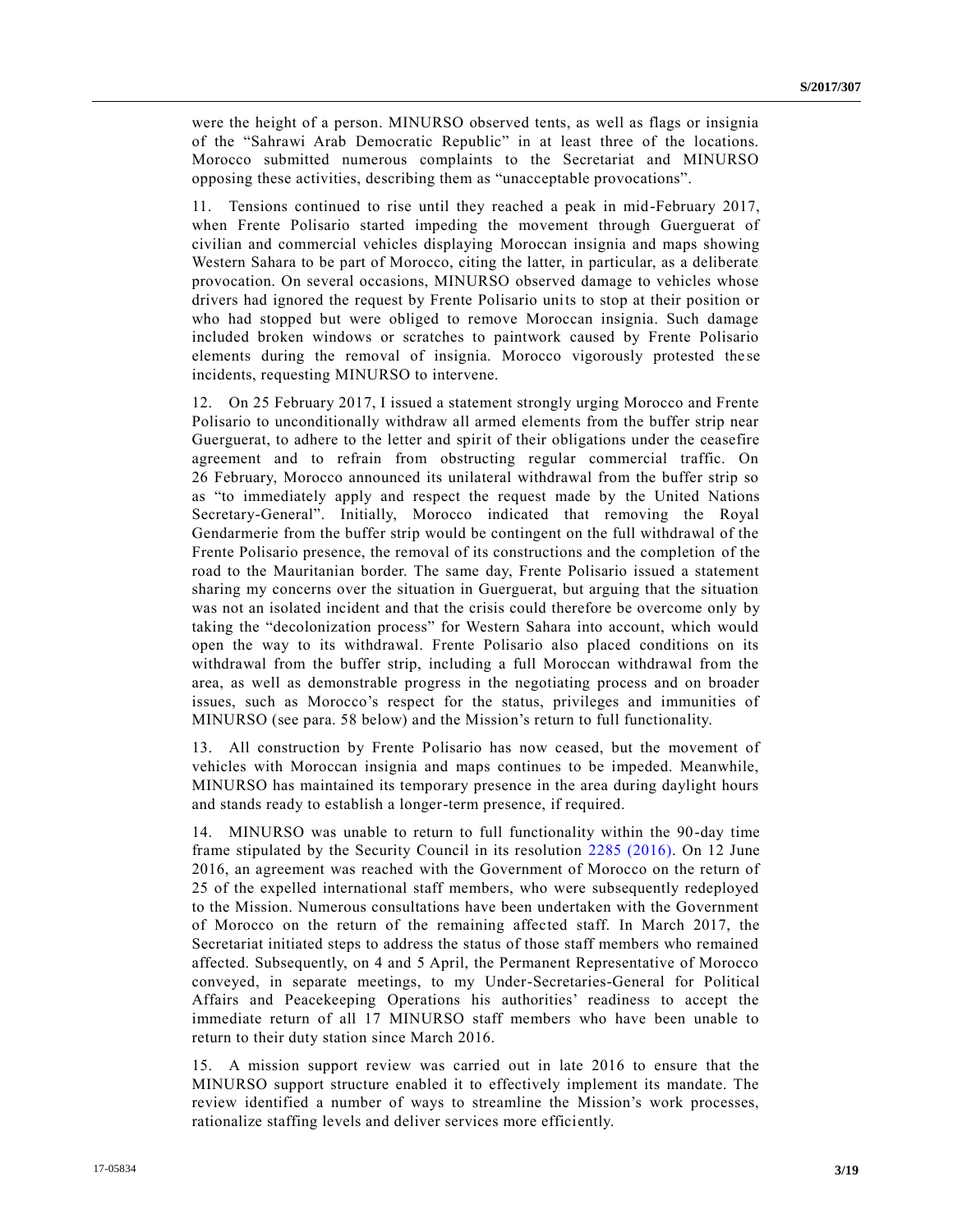were the height of a person. MINURSO observed tents, as well as flags or insignia of the "Sahrawi Arab Democratic Republic" in at least three of the locations. Morocco submitted numerous complaints to the Secretariat and MINURSO opposing these activities, describing them as "unacceptable provocations".

11. Tensions continued to rise until they reached a peak in mid-February 2017, when Frente Polisario started impeding the movement through Guerguerat of civilian and commercial vehicles displaying Moroccan insignia and maps showing Western Sahara to be part of Morocco, citing the latter, in particular, as a deliberate provocation. On several occasions, MINURSO observed damage to vehicles whose drivers had ignored the request by Frente Polisario units to stop at their position or who had stopped but were obliged to remove Moroccan insignia. Such damage included broken windows or scratches to paintwork caused by Frente Polisario elements during the removal of insignia. Morocco vigorously protested these incidents, requesting MINURSO to intervene.

12. On 25 February 2017, I issued a statement strongly urging Morocco and Frente Polisario to unconditionally withdraw all armed elements from the buffer strip near Guerguerat, to adhere to the letter and spirit of their obligations under the ceasefire agreement and to refrain from obstructing regular commercial traffic. On 26 February, Morocco announced its unilateral withdrawal from the buffer strip so as "to immediately apply and respect the request made by the United Nations Secretary-General". Initially, Morocco indicated that removing the Royal Gendarmerie from the buffer strip would be contingent on the full withdrawal of the Frente Polisario presence, the removal of its constructions and the completion of the road to the Mauritanian border. The same day, Frente Polisario issued a statement sharing my concerns over the situation in Guerguerat, but arguing that the situation was not an isolated incident and that the crisis could therefore be overcome only by taking the "decolonization process" for Western Sahara into account, which would open the way to its withdrawal. Frente Polisario also placed conditions on its withdrawal from the buffer strip, including a full Moroccan withdrawal from the area, as well as demonstrable progress in the negotiating process and on broader issues, such as Morocco's respect for the status, privileges and immunities of MINURSO (see para. 58 below) and the Mission's return to full functionality.

13. All construction by Frente Polisario has now ceased, but the movement of vehicles with Moroccan insignia and maps continues to be impeded. Meanwhile, MINURSO has maintained its temporary presence in the area during daylight hours and stands ready to establish a longer-term presence, if required.

14. MINURSO was unable to return to full functionality within the 90-day time frame stipulated by the Security Council in its resolution 2285 (2016). On 12 June 2016, an agreement was reached with the Government of Morocco on the return of 25 of the expelled international staff members, who were subsequently redeployed to the Mission. Numerous consultations have been undertaken with the Government of Morocco on the return of the remaining affected staff. In March 2017, the Secretariat initiated steps to address the status of those staff members who remained affected. Subsequently, on 4 and 5 April, the Permanent Representative of Morocco conveyed, in separate meetings, to my Under-Secretaries-General for Political Affairs and Peacekeeping Operations his authorities' readiness to accept the immediate return of all 17 MINURSO staff members who have been unable to return to their duty station since March 2016.

15. A mission support review was carried out in late 2016 to ensure that the MINURSO support structure enabled it to effectively implement its mandate. The review identified a number of ways to streamline the Mission's work processes, rationalize staffing levels and deliver services more efficiently.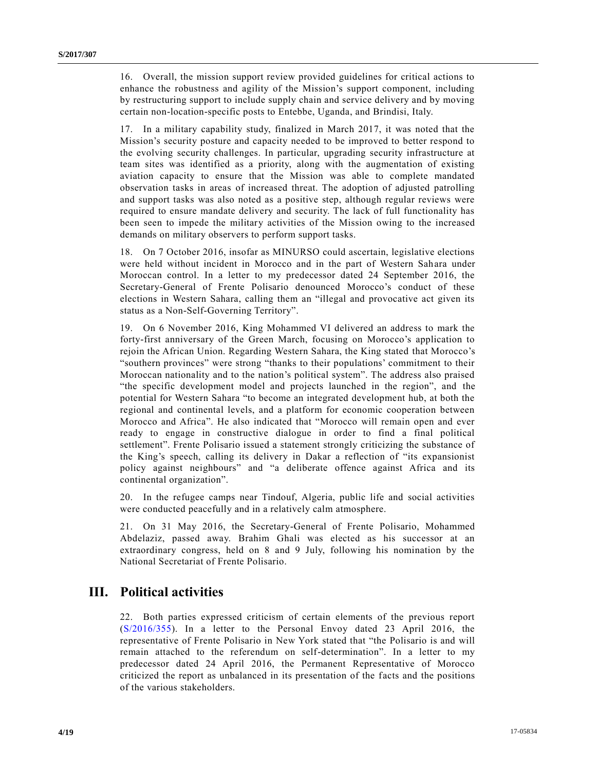16. Overall, the mission support review provided guidelines for critical actions to enhance the robustness and agility of the Mission's support component, including by restructuring support to include supply chain and service delivery and by moving certain non-location-specific posts to Entebbe, Uganda, and Brindisi, Italy.

17. In a military capability study, finalized in March 2017, it was noted that the Mission's security posture and capacity needed to be improved to better respond to the evolving security challenges. In particular, upgrading security infrastructure at team sites was identified as a priority, along with the augmentation of existing aviation capacity to ensure that the Mission was able to complete mandated observation tasks in areas of increased threat. The adoption of adjusted patrolling and support tasks was also noted as a positive step, although regular reviews were required to ensure mandate delivery and security. The lack of full functionality has been seen to impede the military activities of the Mission owing to the increased demands on military observers to perform support tasks.

18. On 7 October 2016, insofar as MINURSO could ascertain, legislative elections were held without incident in Morocco and in the part of Western Sahara under Moroccan control. In a letter to my predecessor dated 24 September 2016, the Secretary-General of Frente Polisario denounced Morocco's conduct of these elections in Western Sahara, calling them an "illegal and provocative act given its status as a Non-Self-Governing Territory".

19. On 6 November 2016, King Mohammed VI delivered an address to mark the forty-first anniversary of the Green March, focusing on Morocco's application to rejoin the African Union. Regarding Western Sahara, the King stated that Morocco's "southern provinces" were strong "thanks to their populations' commitment to their Moroccan nationality and to the nation's political system". The address also praised "the specific development model and projects launched in the region", and the potential for Western Sahara "to become an integrated development hub, at both the regional and continental levels, and a platform for economic cooperation between Morocco and Africa". He also indicated that "Morocco will remain open and ever ready to engage in constructive dialogue in order to find a final political settlement". Frente Polisario issued a statement strongly criticizing the substance of the King's speech, calling its delivery in Dakar a reflection of "its expansionist policy against neighbours" and "a deliberate offence against Africa and its continental organization".

20. In the refugee camps near Tindouf, Algeria, public life and social activities were conducted peacefully and in a relatively calm atmosphere.

21. On 31 May 2016, the Secretary-General of Frente Polisario, Mohammed Abdelaziz, passed away. Brahim Ghali was elected as his successor at an extraordinary congress, held on 8 and 9 July, following his nomination by the National Secretariat of Frente Polisario.

# III. Political activities

22. Both parties expressed criticism of certain elements of the previous report (S/2016/355). In a letter to the Personal Envoy dated 23 April 2016, the representative of Frente Polisario in New York stated that "the Polisario is and will remain attached to the referendum on self-determination". In a letter to my predecessor dated 24 April 2016, the Permanent Representative of Morocco criticized the report as unbalanced in its presentation of the facts and the positions of the various stakeholders.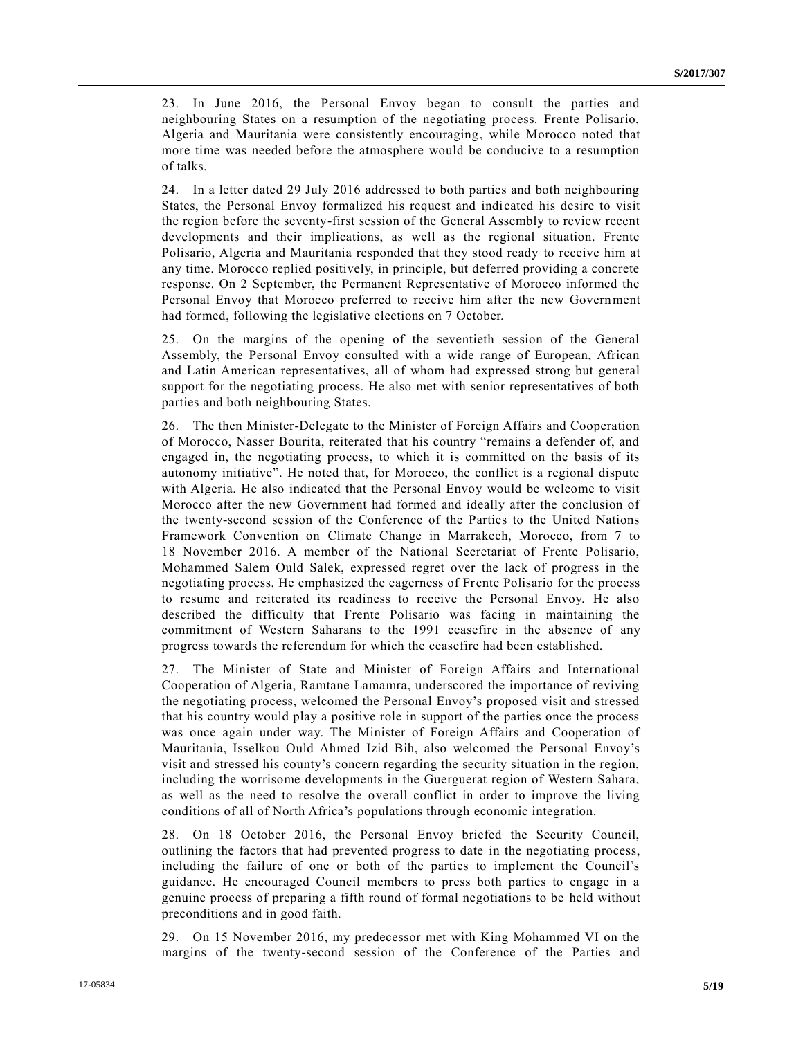23. In June 2016, the Personal Envoy began to consult the parties and neighbouring States on a resumption of the negotiating process. Frente Polisario, Algeria and Mauritania were consistently encouraging, while Morocco noted that more time was needed before the atmosphere would be conducive to a resumption of talks.

24. In a letter dated 29 July 2016 addressed to both parties and both neighbouring States, the Personal Envoy formalized his request and indicated his desire to visit the region before the seventy-first session of the General Assembly to review recent developments and their implications, as well as the regional situation. Frente Polisario, Algeria and Mauritania responded that they stood ready to receive him at any time. Morocco replied positively, in principle, but deferred providing a concrete response. On 2 September, the Permanent Representative of Morocco informed the Personal Envoy that Morocco preferred to receive him after the new Government had formed, following the legislative elections on 7 October.

25. On the margins of the opening of the seventieth session of the General Assembly, the Personal Envoy consulted with a wide range of European, African and Latin American representatives, all of whom had expressed strong but general support for the negotiating process. He also met with senior representatives of both parties and both neighbouring States.

26. The then Minister-Delegate to the Minister of Foreign Affairs and Cooperation of Morocco, Nasser Bourita, reiterated that his country "remains a defender of, and engaged in, the negotiating process, to which it is committed on the basis of its autonomy initiative". He noted that, for Morocco, the conflict is a regional dispute with Algeria. He also indicated that the Personal Envoy would be welcome to visit Morocco after the new Government had formed and ideally after the conclusion of the twenty-second session of the Conference of the Parties to the United Nations Framework Convention on Climate Change in Marrakech, Morocco, from 7 to 18 November 2016. A member of the National Secretariat of Frente Polisario, Mohammed Salem Ould Salek, expressed regret over the lack of progress in the negotiating process. He emphasized the eagerness of Frente Polisario for the process to resume and reiterated its readiness to receive the Personal Envoy. He also described the difficulty that Frente Polisario was facing in maintaining the commitment of Western Saharans to the 1991 ceasefire in the absence of any progress towards the referendum for which the ceasefire had been established.

27. The Minister of State and Minister of Foreign Affairs and International Cooperation of Algeria, Ramtane Lamamra, underscored the importance of reviving the negotiating process, welcomed the Personal Envoy's proposed visit and stressed that his country would play a positive role in support of the parties once the process was once again under way. The Minister of Foreign Affairs and Cooperation of Mauritania, Isselkou Ould Ahmed Izid Bih, also welcomed the Personal Envoy's visit and stressed his county's concern regarding the security situation in the region, including the worrisome developments in the Guerguerat region of Western Sahara, as well as the need to resolve the overall conflict in order to improve the living conditions of all of North Africa's populations through economic integration.

28. On 18 October 2016, the Personal Envoy briefed the Security Council, outlining the factors that had prevented progress to date in the negotiating process, including the failure of one or both of the parties to implement the Council's guidance. He encouraged Council members to press both parties to engage in a genuine process of preparing a fifth round of formal negotiations to be held without preconditions and in good faith.

29. On 15 November 2016, my predecessor met with King Mohammed VI on the margins of the twenty-second session of the Conference of the Parties and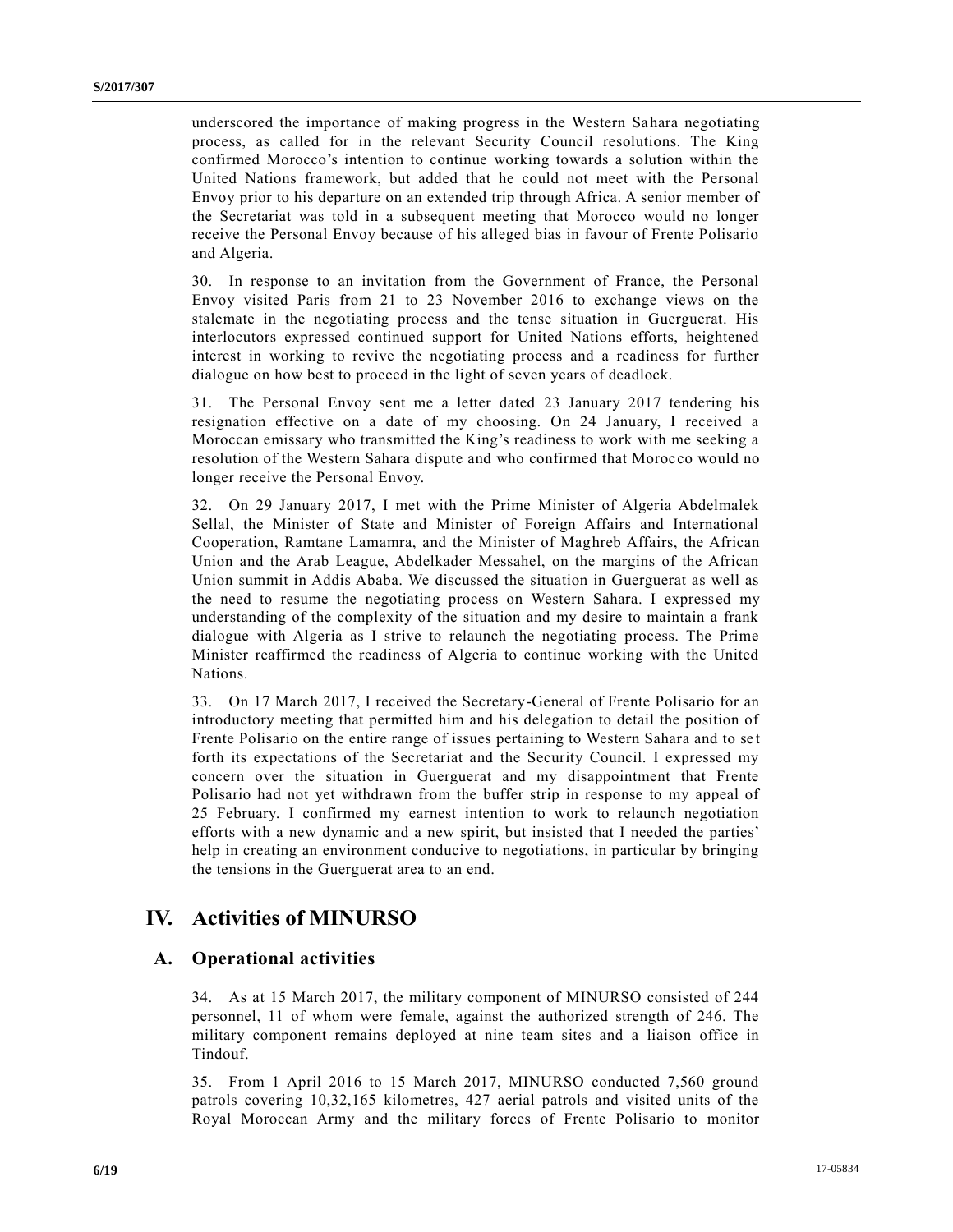underscored the importance of making progress in the Western Sahara negotiating process, as called for in the relevant Security Council resolutions. The King confirmed Morocco's intention to continue working towards a solution within the United Nations framework, but added that he could not meet with the Personal Envoy prior to his departure on an extended trip through Africa. A senior member of the Secretariat was told in a subsequent meeting that Morocco would no longer receive the Personal Envoy because of his alleged bias in favour of Frente Polisario and Algeria.

30. In response to an invitation from the Government of France, the Personal Envoy visited Paris from 21 to 23 November 2016 to exchange views on the stalemate in the negotiating process and the tense situation in Guerguerat. His interlocutors expressed continued support for United Nations efforts, heightened interest in working to revive the negotiating process and a readiness for further dialogue on how best to proceed in the light of seven years of deadlock.

31. The Personal Envoy sent me a letter dated 23 January 2017 tendering his resignation effective on a date of my choosing. On 24 January, I received a Moroccan emissary who transmitted the King's readiness to work with me seeking a resolution of the Western Sahara dispute and who confirmed that Morocco would no longer receive the Personal Envoy.

32. On 29 January 2017, I met with the Prime Minister of Algeria Abdelmalek Sellal, the Minister of State and Minister of Foreign Affairs and International Cooperation, Ramtane Lamamra, and the Minister of Maghreb Affairs, the African Union and the Arab League, Abdelkader Messahel, on the margins of the African Union summit in Addis Ababa. We discussed the situation in Guerguerat as well as the need to resume the negotiating process on Western Sahara. I expressed my understanding of the complexity of the situation and my desire to maintain a frank dialogue with Algeria as I strive to relaunch the negotiating process. The Prime Minister reaffirmed the readiness of Algeria to continue working with the United Nations.

33. On 17 March 2017, I received the Secretary-General of Frente Polisario for an introductory meeting that permitted him and his delegation to detail the position of Frente Polisario on the entire range of issues pertaining to Western Sahara and to set forth its expectations of the Secretariat and the Security Council. I expressed my concern over the situation in Guerguerat and my disappointment that Frente Polisario had not yet withdrawn from the buffer strip in response to my appeal of 25 February. I confirmed my earnest intention to work to relaunch negotiation efforts with a new dynamic and a new spirit, but insisted that I needed the parties' help in creating an environment conducive to negotiations, in particular by bringing the tensions in the Guerguerat area to an end.

# IV. Activities of MINURSO

## A. Operational activities

34. As at 15 March 2017, the military component of MINURSO consisted of 244 personnel, 11 of whom were female, against the authorized strength of 246. The military component remains deployed at nine team sites and a liaison office in Tindouf.

35. From 1 April 2016 to 15 March 2017, MINURSO conducted 7,560 ground patrols covering 10,32,165 kilometres, 427 aerial patrols and visited units of the Royal Moroccan Army and the military forces of Frente Polisario to monitor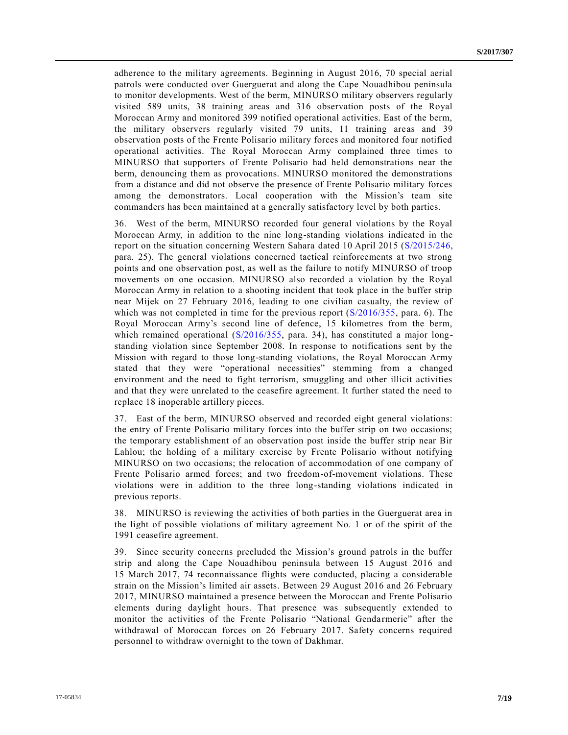adherence to the military agreements. Beginning in August 2016, 70 special aerial patrols were conducted over Guerguerat and along the Cape Nouadhibou peninsula to monitor developments. West of the berm, MINURSO military observers regularly visited 589 units, 38 training areas and 316 observation posts of the Royal Moroccan Army and monitored 399 notified operational activities. East of the berm, the military observers regularly visited 79 units, 11 training areas and 39 observation posts of the Frente Polisario military forces and monitored four notified operational activities. The Royal Moroccan Army complained three times to MINURSO that supporters of Frente Polisario had held demonstrations near the berm, denouncing them as provocations. MINURSO monitored the demonstrations from a distance and did not observe the presence of Frente Polisario military forces among the demonstrators. Local cooperation with the Mission's team site commanders has been maintained at a generally satisfactory level by both parties.

36. West of the berm, MINURSO recorded four general violations by the Royal Moroccan Army, in addition to the nine long-standing violations indicated in the report on the situation concerning Western Sahara dated 10 April 2015 (S/2015/246, para. 25). The general violations concerned tactical reinforcements at two strong points and one observation post, as well as the failure to notify MINURSO of troop movements on one occasion. MINURSO also recorded a violation by the Royal Moroccan Army in relation to a shooting incident that took place in the buffer strip near Mijek on 27 February 2016, leading to one civilian casualty, the review of which was not completed in time for the previous report (S/2016/355, para. 6). The Royal Moroccan Army's second line of defence, 15 kilometres from the berm, which remained operational (S/2016/355, para. 34), has constituted a major long-standing violation since September 2008. In response to notifications sent by the Mission with regard to those long-standing violations, the Royal Moroccan Army stated that they were "operational necessities" stemming from a changed environment and the need to fight terrorism, smuggling and other illicit activities and that they were unrelated to the ceasefire agreement. It further stated the need to replace 18 inoperable artillery pieces.

37. East of the berm, MINURSO observed and recorded eight general violations: the entry of Frente Polisario military forces into the buffer strip on two occasions; the temporary establishment of an observation post inside the buffer strip near Bir Lahlou; the holding of a military exercise by Frente Polisario without notifying MINURSO on two occasions; the relocation of accommodation of one company of Frente Polisario armed forces; and two freedom-of-movement violations. These violations were in addition to the three long-standing violations indicated in previous reports.

38. MINURSO is reviewing the activities of both parties in the Guerguerat area in the light of possible violations of military agreement No. 1 or of the spirit of the 1991 ceasefire agreement.

39. Since security concerns precluded the Mission's ground patrols in the buffer strip and along the Cape Nouadhibou peninsula between 15 August 2016 and 15 March 2017, 74 reconnaissance flights were conducted, placing a considerable strain on the Mission's limited air assets. Between 29 August 2016 and 26 February 2017, MINURSO maintained a presence between the Moroccan and Frente Polisario elements during daylight hours. That presence was subsequently extended to monitor the activities of the Frente Polisario "National Gendarmerie" after the withdrawal of Moroccan forces on 26 February 2017. Safety concerns required personnel to withdraw overnight to the town of Dakhmar.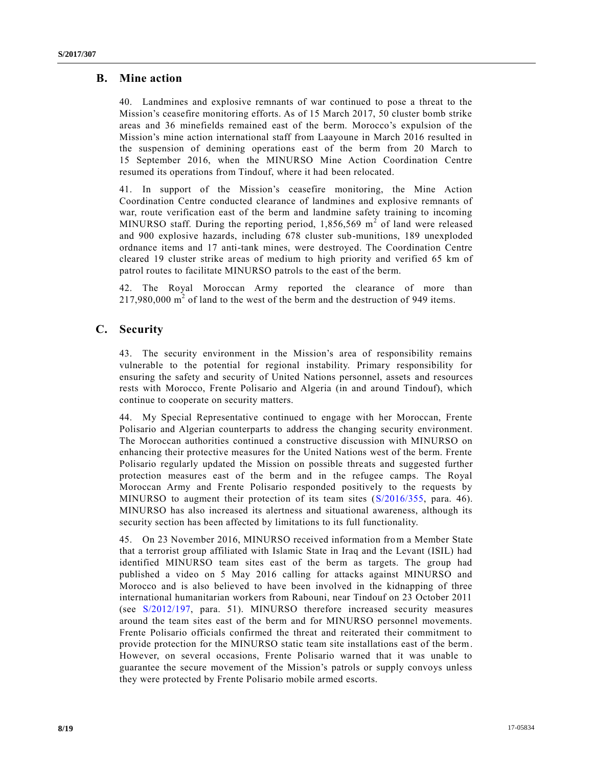## B. Mine action

40. Landmines and explosive remnants of war continued to pose a threat to the Mission's ceasefire monitoring efforts. As of 15 March 2017, 50 cluster bomb strike areas and 36 minefields remained east of the berm. Morocco's expulsion of the Mission's mine action international staff from Laayoune in March 2016 resulted in the suspension of demining operations east of the berm from 20 March to 15 September 2016, when the MINURSO Mine Action Coordination Centre resumed its operations from Tindouf, where it had been relocated.

41. In support of the Mission's ceasefire monitoring, the Mine Action Coordination Centre conducted clearance of landmines and explosive remnants of war, route verification east of the berm and landmine safety training to incoming MINURSO staff. During the reporting period, 1,856,569 $m^2$ of land were released and 900 explosive hazards, including 678 cluster sub-munitions, 189 unexploded ordnance items and 17 anti-tank mines, were destroyed. The Coordination Centre cleared 19 cluster strike areas of medium to high priority and verified 65 km of patrol routes to facilitate MINURSO patrols to the east of the berm.

42. The Royal Moroccan Army reported the clearance of more than 217,980,000 $m^2$ of land to the west of the berm and the destruction of 949 items.

## C. Security

43. The security environment in the Mission's area of responsibility remains vulnerable to the potential for regional instability. Primary responsibility for ensuring the safety and security of United Nations personnel, assets and resources rests with Morocco, Frente Polisario and Algeria (in and around Tindouf), which continue to cooperate on security matters.

44. My Special Representative continued to engage with her Moroccan, Frente Polisario and Algerian counterparts to address the changing security environment. The Moroccan authorities continued a constructive discussion with MINURSO on enhancing their protective measures for the United Nations west of the berm. Frente Polisario regularly updated the Mission on possible threats and suggested further protection measures east of the berm and in the refugee camps. The Royal Moroccan Army and Frente Polisario responded positively to the requests by MINURSO to augment their protection of its team sites (S/2016/355, para. 46). MINURSO has also increased its alertness and situational awareness, although its security section has been affected by limitations to its full functionality.

45. On 23 November 2016, MINURSO received information from a Member State that a terrorist group affiliated with Islamic State in Iraq and the Levant (ISIL) had identified MINURSO team sites east of the berm as targets. The group had published a video on 5 May 2016 calling for attacks against MINURSO and Morocco and is also believed to have been involved in the kidnapping of three international humanitarian workers from Rabouni, near Tindouf on 23 October 2011 (see S/2012/197, para. 51). MINURSO therefore increased security measures around the team sites east of the berm and for MINURSO personnel movements. Frente Polisario officials confirmed the threat and reiterated their commitment to provide protection for the MINURSO static team site installations east of the berm. However, on several occasions, Frente Polisario warned that it was unable to guarantee the secure movement of the Mission's patrols or supply convoys unless they were protected by Frente Polisario mobile armed escorts.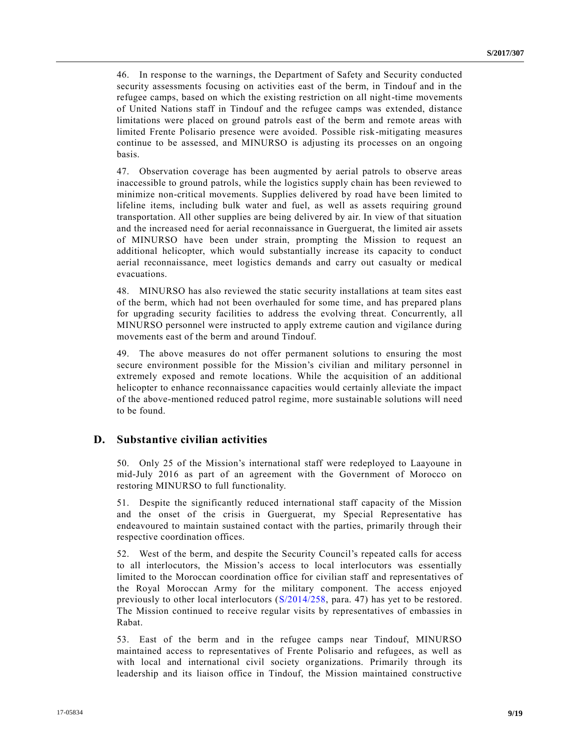46. In response to the warnings, the Department of Safety and Security conducted security assessments focusing on activities east of the berm, in Tindouf and in the refugee camps, based on which the existing restriction on all night-time movements of United Nations staff in Tindouf and the refugee camps was extended, distance limitations were placed on ground patrols east of the berm and remote areas with limited Frente Polisario presence were avoided. Possible risk-mitigating measures continue to be assessed, and MINURSO is adjusting its processes on an ongoing basis.

47. Observation coverage has been augmented by aerial patrols to observe areas inaccessible to ground patrols, while the logistics supply chain has been reviewed to minimize non-critical movements. Supplies delivered by road have been limited to lifeline items, including bulk water and fuel, as well as assets requiring ground transportation. All other supplies are being delivered by air. In view of that situation and the increased need for aerial reconnaissance in Guerguerat, the limited air assets of MINURSO have been under strain, prompting the Mission to request an additional helicopter, which would substantially increase its capacity to conduct aerial reconnaissance, meet logistics demands and carry out casualty or medical evacuations.

48. MINURSO has also reviewed the static security installations at team sites east of the berm, which had not been overhauled for some time, and has prepared plans for upgrading security facilities to address the evolving threat. Concurrently, all MINURSO personnel were instructed to apply extreme caution and vigilance during movements east of the berm and around Tindouf.

49. The above measures do not offer permanent solutions to ensuring the most secure environment possible for the Mission's civilian and military personnel in extremely exposed and remote locations. While the acquisition of an additional helicopter to enhance reconnaissance capacities would certainly alleviate the impact of the above-mentioned reduced patrol regime, more sustainable solutions will need to be found.

## D. Substantive civilian activities

50. Only 25 of the Mission's international staff were redeployed to Laayoune in mid-July 2016 as part of an agreement with the Government of Morocco on restoring MINURSO to full functionality.

51. Despite the significantly reduced international staff capacity of the Mission and the onset of the crisis in Guerguerat, my Special Representative has endeavoured to maintain sustained contact with the parties, primarily through their respective coordination offices.

52. West of the berm, and despite the Security Council's repeated calls for access to all interlocutors, the Mission's access to local interlocutors was essentially limited to the Moroccan coordination office for civilian staff and representatives of the Royal Moroccan Army for the military component. The access enjoyed previously to other local interlocutors (S/2014/258, para. 47) has yet to be restored. The Mission continued to receive regular visits by representatives of embassies in Rabat.

53. East of the berm and in the refugee camps near Tindouf, MINURSO maintained access to representatives of Frente Polisario and refugees, as well as with local and international civil society organizations. Primarily through its leadership and its liaison office in Tindouf, the Mission maintained constructive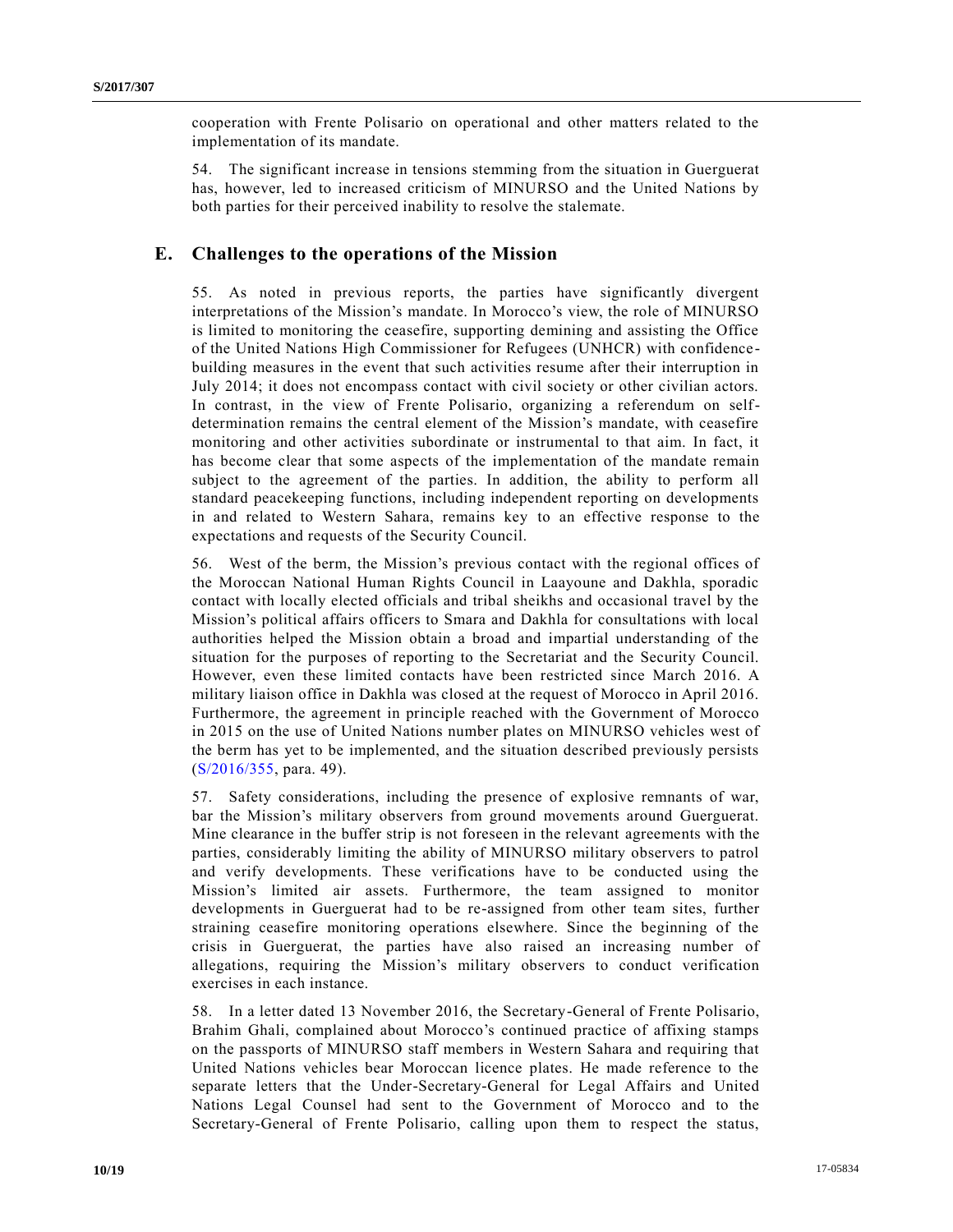cooperation with Frente Polisario on operational and other matters related to the implementation of its mandate.

54. The significant increase in tensions stemming from the situation in Guerguerat has, however, led to increased criticism of MINURSO and the United Nations by both parties for their perceived inability to resolve the stalemate.

## E. Challenges to the operations of the Mission

55. As noted in previous reports, the parties have significantly divergent interpretations of the Mission's mandate. In Morocco's view, the role of MINURSO is limited to monitoring the ceasefire, supporting demining and assisting the Office of the United Nations High Commissioner for Refugees (UNHCR) with confidence-building measures in the event that such activities resume after their interruption in July 2014; it does not encompass contact with civil society or other civilian actors. In contrast, in the view of Frente Polisario, organizing a referendum on self-determination remains the central element of the Mission's mandate, with ceasefire monitoring and other activities subordinate or instrumental to that aim. In fact, it has become clear that some aspects of the implementation of the mandate remain subject to the agreement of the parties. In addition, the ability to perform all standard peacekeeping functions, including independent reporting on developments in and related to Western Sahara, remains key to an effective response to the expectations and requests of the Security Council.

56. West of the berm, the Mission's previous contact with the regional offices of the Moroccan National Human Rights Council in Laayoune and Dakhla, sporadic contact with locally elected officials and tribal sheikhs and occasional travel by the Mission's political affairs officers to Smara and Dakhla for consultations with local authorities helped the Mission obtain a broad and impartial understanding of the situation for the purposes of reporting to the Secretariat and the Security Council. However, even these limited contacts have been restricted since March 2016. A military liaison office in Dakhla was closed at the request of Morocco in April 2016. Furthermore, the agreement in principle reached with the Government of Morocco in 2015 on the use of United Nations number plates on MINURSO vehicles west of the berm has yet to be implemented, and the situation described previously persists (S/2016/355, para. 49).

57. Safety considerations, including the presence of explosive remnants of war, bar the Mission's military observers from ground movements around Guerguerat. Mine clearance in the buffer strip is not foreseen in the relevant agreements with the parties, considerably limiting the ability of MINURSO military observers to patrol and verify developments. These verifications have to be conducted using the Mission's limited air assets. Furthermore, the team assigned to monitor developments in Guerguerat had to be re-assigned from other team sites, further straining ceasefire monitoring operations elsewhere. Since the beginning of the crisis in Guerguerat, the parties have also raised an increasing number of allegations, requiring the Mission's military observers to conduct verification exercises in each instance.

58. In a letter dated 13 November 2016, the Secretary-General of Frente Polisario, Brahim Ghali, complained about Morocco's continued practice of affixing stamps on the passports of MINURSO staff members in Western Sahara and requiring that United Nations vehicles bear Moroccan licence plates. He made reference to the separate letters that the Under-Secretary-General for Legal Affairs and United Nations Legal Counsel had sent to the Government of Morocco and to the Secretary-General of Frente Polisario, calling upon them to respect the status,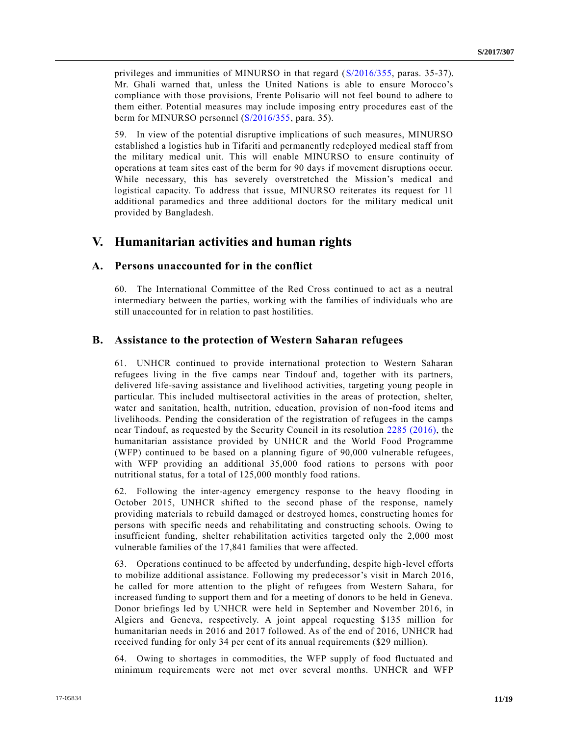privileges and immunities of MINURSO in that regard (S/2016/355, paras. 35-37). Mr. Ghali warned that, unless the United Nations is able to ensure Morocco's compliance with those provisions, Frente Polisario will not feel bound to adhere to them either. Potential measures may include imposing entry procedures east of the berm for MINURSO personnel (S/2016/355, para. 35).

59. In view of the potential disruptive implications of such measures, MINURSO established a logistics hub in Tifariti and permanently redeployed medical staff from the military medical unit. This will enable MINURSO to ensure continuity of operations at team sites east of the berm for 90 days if movement disruptions occur. While necessary, this has severely overstretched the Mission's medical and logistical capacity. To address that issue, MINURSO reiterates its request for 11 additional paramedics and three additional doctors for the military medical unit provided by Bangladesh.

# V. Humanitarian activities and human rights

## A. Persons unaccounted for in the conflict

60. The International Committee of the Red Cross continued to act as a neutral intermediary between the parties, working with the families of individuals who are still unaccounted for in relation to past hostilities.

## B. Assistance to the protection of Western Saharan refugees

61. UNHCR continued to provide international protection to Western Saharan refugees living in the five camps near Tindouf and, together with its partners, delivered life-saving assistance and livelihood activities, targeting young people in particular. This included multisectoral activities in the areas of protection, shelter, water and sanitation, health, nutrition, education, provision of non-food items and livelihoods. Pending the consideration of the registration of refugees in the camps near Tindouf, as requested by the Security Council in its resolution 2285 (2016), the humanitarian assistance provided by UNHCR and the World Food Programme (WFP) continued to be based on a planning figure of 90,000 vulnerable refugees, with WFP providing an additional 35,000 food rations to persons with poor nutritional status, for a total of 125,000 monthly food rations.

62. Following the inter-agency emergency response to the heavy flooding in October 2015, UNHCR shifted to the second phase of the response, namely providing materials to rebuild damaged or destroyed homes, constructing homes for persons with specific needs and rehabilitating and constructing schools. Owing to insufficient funding, shelter rehabilitation activities targeted only the 2,000 most vulnerable families of the 17,841 families that were affected.

63. Operations continued to be affected by underfunding, despite high-level efforts to mobilize additional assistance. Following my predecessor's visit in March 2016, he called for more attention to the plight of refugees from Western Sahara, for increased funding to support them and for a meeting of donors to be held in Geneva. Donor briefings led by UNHCR were held in September and November 2016, in Algiers and Geneva, respectively. A joint appeal requesting $135 million for humanitarian needs in 2016 and 2017 followed. As of the end of 2016, UNHCR had received funding for only 34 per cent of its annual requirements ($29 million).

64. Owing to shortages in commodities, the WFP supply of food fluctuated and minimum requirements were not met over several months. UNHCR and WFP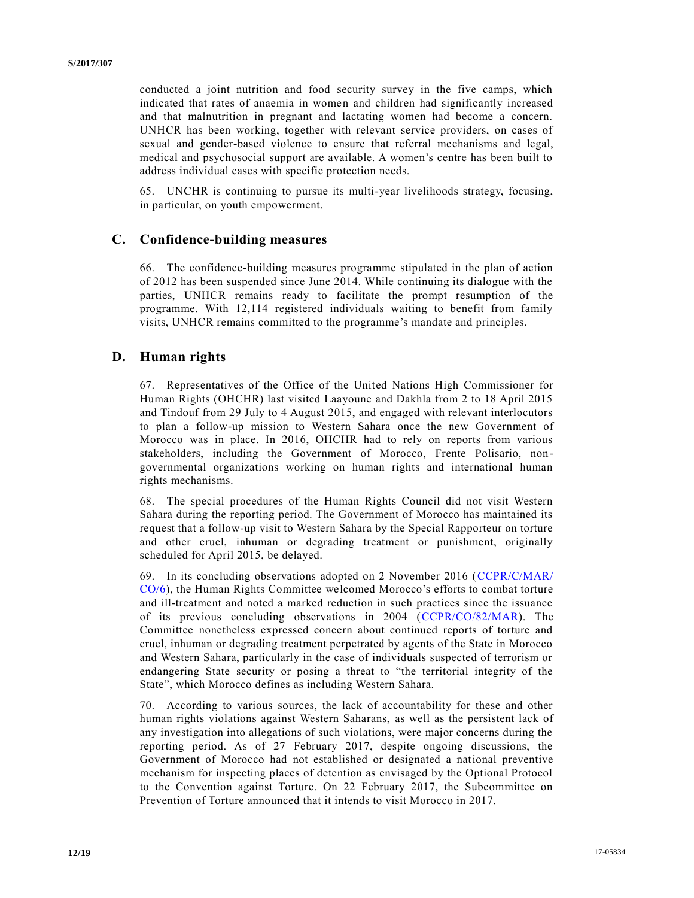conducted a joint nutrition and food security survey in the five camps, which indicated that rates of anaemia in women and children had significantly increased and that malnutrition in pregnant and lactating women had become a concern. UNHCR has been working, together with relevant service providers, on cases of sexual and gender-based violence to ensure that referral mechanisms and legal, medical and psychosocial support are available. A women's centre has been built to address individual cases with specific protection needs.

65. UNCHR is continuing to pursue its multi-year livelihoods strategy, focusing, in particular, on youth empowerment.

## C. Confidence-building measures

66. The confidence-building measures programme stipulated in the plan of action of 2012 has been suspended since June 2014. While continuing its dialogue with the parties, UNHCR remains ready to facilitate the prompt resumption of the programme. With 12,114 registered individuals waiting to benefit from family visits, UNHCR remains committed to the programme's mandate and principles.

## D. Human rights

67. Representatives of the Office of the United Nations High Commissioner for Human Rights (OHCHR) last visited Laayoune and Dakhla from 2 to 18 April 2015 and Tindouf from 29 July to 4 August 2015, and engaged with relevant interlocutors to plan a follow-up mission to Western Sahara once the new Government of Morocco was in place. In 2016, OHCHR had to rely on reports from various stakeholders, including the Government of Morocco, Frente Polisario, non-governmental organizations working on human rights and international human rights mechanisms.

68. The special procedures of the Human Rights Council did not visit Western Sahara during the reporting period. The Government of Morocco has maintained its request that a follow-up visit to Western Sahara by the Special Rapporteur on torture and other cruel, inhuman or degrading treatment or punishment, originally scheduled for April 2015, be delayed.

69. In its concluding observations adopted on 2 November 2016 (CCPR/C/MAR/CO/6), the Human Rights Committee welcomed Morocco's efforts to combat torture and ill-treatment and noted a marked reduction in such practices since the issuance of its previous concluding observations in 2004 (CCPR/CO/82/MAR). The Committee nonetheless expressed concern about continued reports of torture and cruel, inhuman or degrading treatment perpetrated by agents of the State in Morocco and Western Sahara, particularly in the case of individuals suspected of terrorism or endangering State security or posing a threat to "the territorial integrity of the State", which Morocco defines as including Western Sahara.

70. According to various sources, the lack of accountability for these and other human rights violations against Western Saharans, as well as the persistent lack of any investigation into allegations of such violations, were major concerns during the reporting period. As of 27 February 2017, despite ongoing discussions, the Government of Morocco had not established or designated a national preventive mechanism for inspecting places of detention as envisaged by the Optional Protocol to the Convention against Torture. On 22 February 2017, the Subcommittee on Prevention of Torture announced that it intends to visit Morocco in 2017.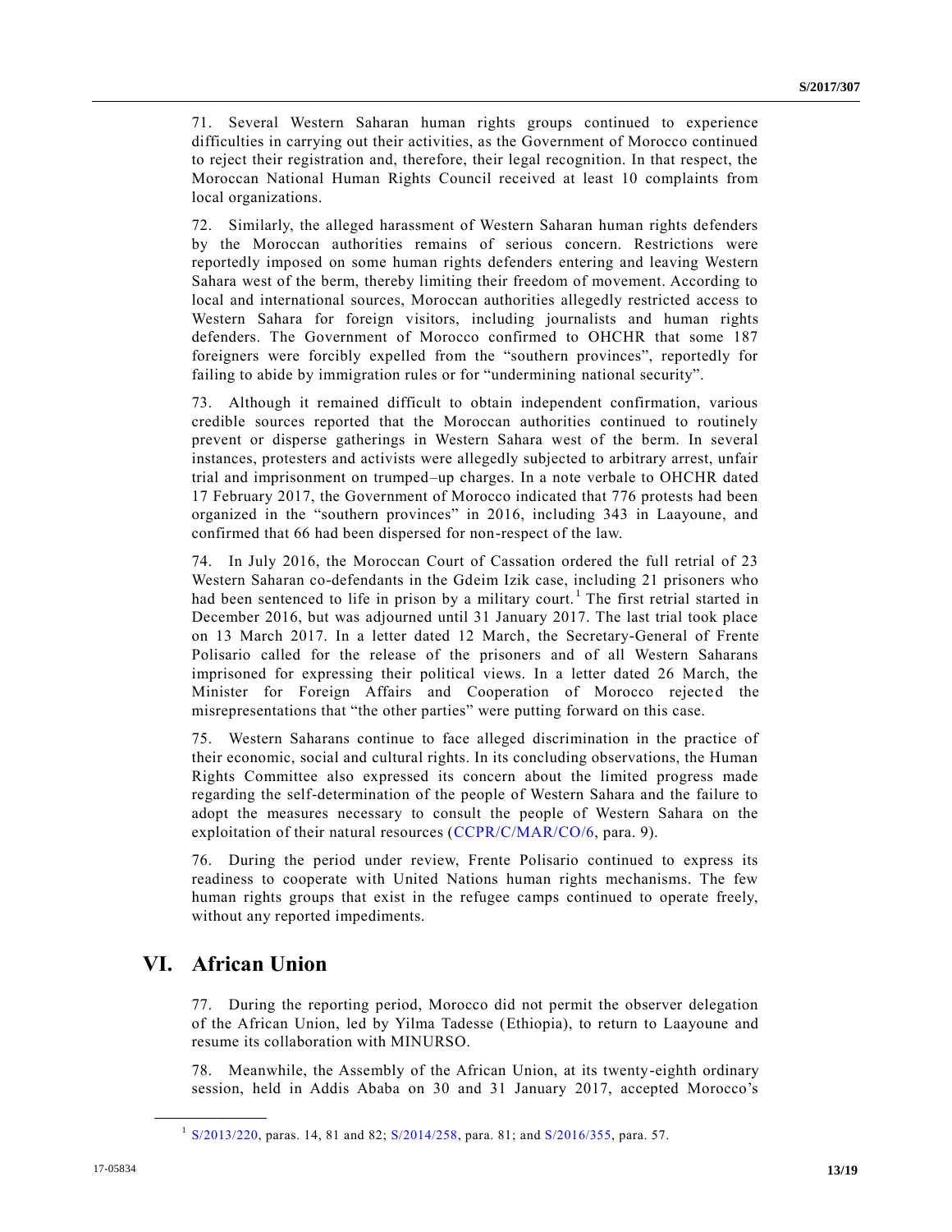71. Several Western Saharan human rights groups continued to experience difficulties in carrying out their activities, as the Government of Morocco continued to reject their registration and, therefore, their legal recognition. In that respect, the Moroccan National Human Rights Council received at least 10 complaints from local organizations.

72. Similarly, the alleged harassment of Western Saharan human rights defenders by the Moroccan authorities remains of serious concern. Restrictions were reportedly imposed on some human rights defenders entering and leaving Western Sahara west of the berm, thereby limiting their freedom of movement. According to local and international sources, Moroccan authorities allegedly restricted access to Western Sahara for foreign visitors, including journalists and human rights defenders. The Government of Morocco confirmed to OHCHR that some 187 foreigners were forcibly expelled from the "southern provinces", reportedly for failing to abide by immigration rules or for "undermining national security".

73. Although it remained difficult to obtain independent confirmation, various credible sources reported that the Moroccan authorities continued to routinely prevent or disperse gatherings in Western Sahara west of the berm. In several instances, protesters and activists were allegedly subjected to arbitrary arrest, unfair trial and imprisonment on trumped–up charges. In a note verbale to OHCHR dated 17 February 2017, the Government of Morocco indicated that 776 protests had been organized in the "southern provinces" in 2016, including 343 in Laayoune, and confirmed that 66 had been dispersed for non-respect of the law.

74. In July 2016, the Moroccan Court of Cassation ordered the full retrial of 23 Western Saharan co-defendants in the Gdeim Izik case, including 21 prisoners who had been sentenced to life in prison by a military court.[1] The first retrial started in December 2016, but was adjourned until 31 January 2017. The last trial took place on 13 March 2017. In a letter dated 12 March, the Secretary-General of Frente Polisario called for the release of the prisoners and of all Western Saharans imprisoned for expressing their political views. In a letter dated 26 March, the Minister for Foreign Affairs and Cooperation of Morocco rejected the misrepresentations that "the other parties" were putting forward on this case.

75. Western Saharans continue to face alleged discrimination in the practice of their economic, social and cultural rights. In its concluding observations, the Human Rights Committee also expressed its concern about the limited progress made regarding the self-determination of the people of Western Sahara and the failure to adopt the measures necessary to consult the people of Western Sahara on the exploitation of their natural resources (CCPR/C/MAR/CO/6, para. 9).

76. During the period under review, Frente Polisario continued to express its readiness to cooperate with United Nations human rights mechanisms. The few human rights groups that exist in the refugee camps continued to operate freely, without any reported impediments.

# VI. African Union

77. During the reporting period, Morocco did not permit the observer delegation of the African Union, led by Yilma Tadesse (Ethiopia), to return to Laayoune and resume its collaboration with MINURSO.

78. Meanwhile, the Assembly of the African Union, at its twenty-eighth ordinary session, held in Addis Ababa on 30 and 31 January 2017, accepted Morocco's

---

[1] S/2013/220, paras. 14, 81 and 82; S/2014/258, para. 81; and S/2016/355, para. 57.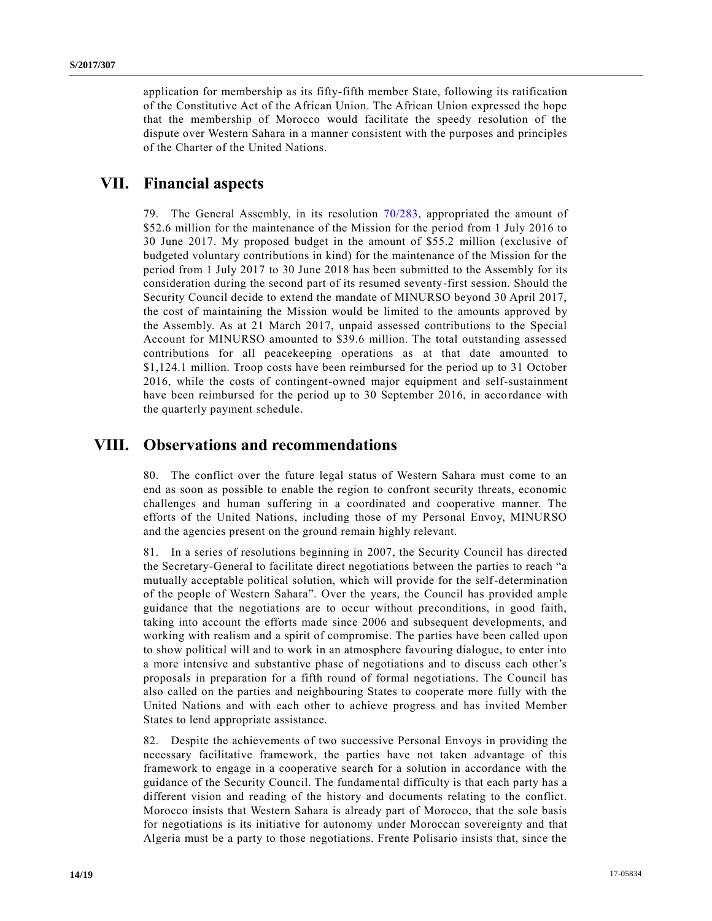application for membership as its fifty-fifth member State, following its ratification of the Constitutive Act of the African Union. The African Union expressed the hope that the membership of Morocco would facilitate the speedy resolution of the dispute over Western Sahara in a manner consistent with the purposes and principles of the Charter of the United Nations.

## VII. Financial aspects

79. The General Assembly, in its resolution 70/283, appropriated the amount of \$52.6 million for the maintenance of the Mission for the period from 1 July 2016 to 30 June 2017. My proposed budget in the amount of \$55.2 million (exclusive of budgeted voluntary contributions in kind) for the maintenance of the Mission for the period from 1 July 2017 to 30 June 2018 has been submitted to the Assembly for its consideration during the second part of its resumed seventy-first session. Should the Security Council decide to extend the mandate of MINURSO beyond 30 April 2017, the cost of maintaining the Mission would be limited to the amounts approved by the Assembly. As at 21 March 2017, unpaid assessed contributions to the Special Account for MINURSO amounted to \$39.6 million. The total outstanding assessed contributions for all peacekeeping operations as at that date amounted to \$1,124.1 million. Troop costs have been reimbursed for the period up to 31 October 2016, while the costs of contingent-owned major equipment and self-sustainment have been reimbursed for the period up to 30 September 2016, in accordance with the quarterly payment schedule.

## VIII. Observations and recommendations

80. The conflict over the future legal status of Western Sahara must come to an end as soon as possible to enable the region to confront security threats, economic challenges and human suffering in a coordinated and cooperative manner. The efforts of the United Nations, including those of my Personal Envoy, MINURSO and the agencies present on the ground remain highly relevant.

81. In a series of resolutions beginning in 2007, the Security Council has directed the Secretary-General to facilitate direct negotiations between the parties to reach "a mutually acceptable political solution, which will provide for the self-determination of the people of Western Sahara". Over the years, the Council has provided ample guidance that the negotiations are to occur without preconditions, in good faith, taking into account the efforts made since 2006 and subsequent developments, and working with realism and a spirit of compromise. The parties have been called upon to show political will and to work in an atmosphere favouring dialogue, to enter into a more intensive and substantive phase of negotiations and to discuss each other's proposals in preparation for a fifth round of formal negotiations. The Council has also called on the parties and neighbouring States to cooperate more fully with the United Nations and with each other to achieve progress and has invited Member States to lend appropriate assistance.

82. Despite the achievements of two successive Personal Envoys in providing the necessary facilitative framework, the parties have not taken advantage of this framework to engage in a cooperative search for a solution in accordance with the guidance of the Security Council. The fundamental difficulty is that each party has a different vision and reading of the history and documents relating to the conflict. Morocco insists that Western Sahara is already part of Morocco, that the sole basis for negotiations is its initiative for autonomy under Moroccan sovereignty and that Algeria must be a party to those negotiations. Frente Polisario insists that, since the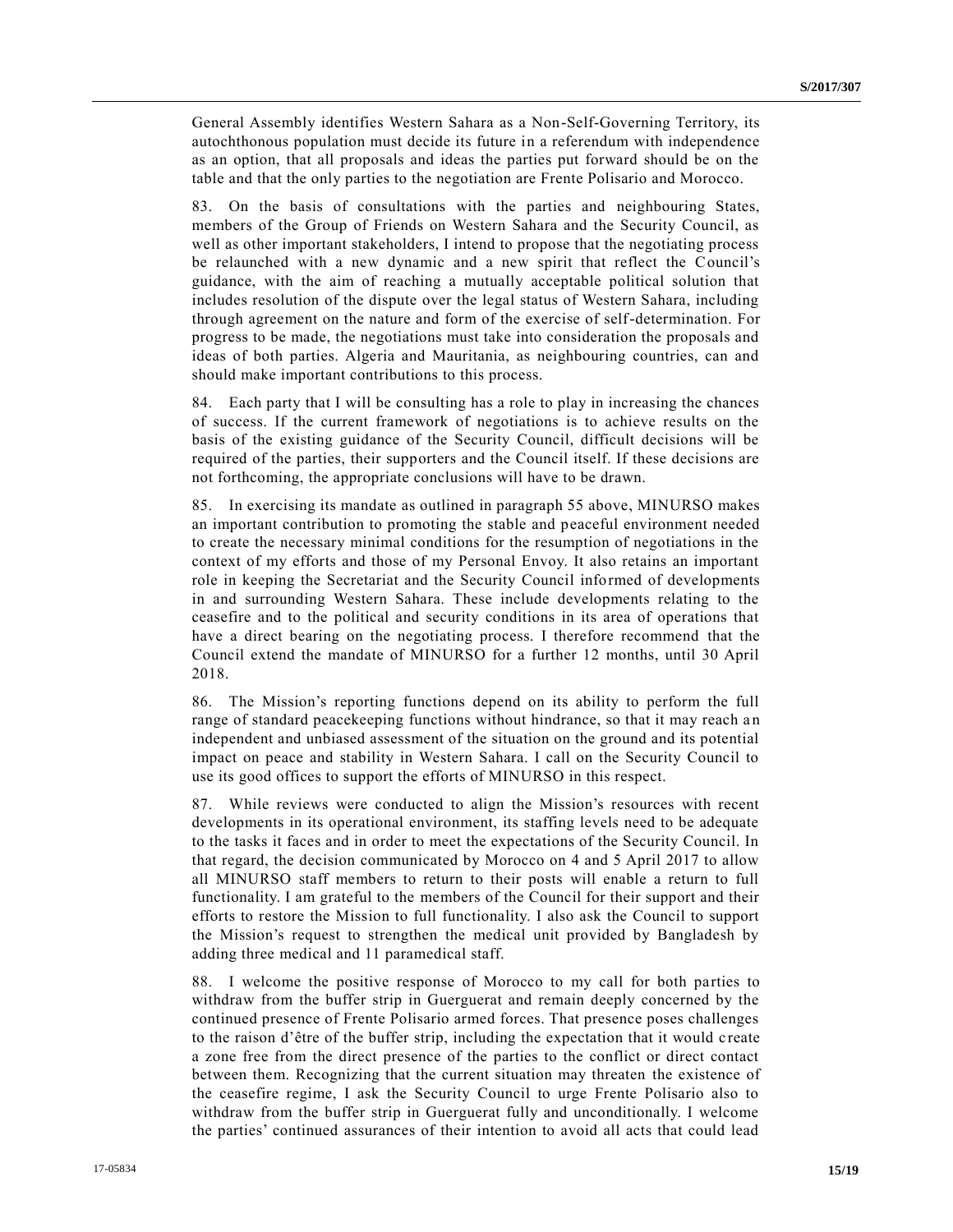General Assembly identifies Western Sahara as a Non-Self-Governing Territory, its autochthonous population must decide its future in a referendum with independence as an option, that all proposals and ideas the parties put forward should be on the table and that the only parties to the negotiation are Frente Polisario and Morocco.

83. On the basis of consultations with the parties and neighbouring States, members of the Group of Friends on Western Sahara and the Security Council, as well as other important stakeholders, I intend to propose that the negotiating process be relaunched with a new dynamic and a new spirit that reflect the Council's guidance, with the aim of reaching a mutually acceptable political solution that includes resolution of the dispute over the legal status of Western Sahara, including through agreement on the nature and form of the exercise of self-determination. For progress to be made, the negotiations must take into consideration the proposals and ideas of both parties. Algeria and Mauritania, as neighbouring countries, can and should make important contributions to this process.

84. Each party that I will be consulting has a role to play in increasing the chances of success. If the current framework of negotiations is to achieve results on the basis of the existing guidance of the Security Council, difficult decisions will be required of the parties, their supporters and the Council itself. If these decisions are not forthcoming, the appropriate conclusions will have to be drawn.

85. In exercising its mandate as outlined in paragraph 55 above, MINURSO makes an important contribution to promoting the stable and peaceful environment needed to create the necessary minimal conditions for the resumption of negotiations in the context of my efforts and those of my Personal Envoy. It also retains an important role in keeping the Secretariat and the Security Council informed of developments in and surrounding Western Sahara. These include developments relating to the ceasefire and to the political and security conditions in its area of operations that have a direct bearing on the negotiating process. I therefore recommend that the Council extend the mandate of MINURSO for a further 12 months, until 30 April 2018.

86. The Mission's reporting functions depend on its ability to perform the full range of standard peacekeeping functions without hindrance, so that it may reach an independent and unbiased assessment of the situation on the ground and its potential impact on peace and stability in Western Sahara. I call on the Security Council to use its good offices to support the efforts of MINURSO in this respect.

87. While reviews were conducted to align the Mission's resources with recent developments in its operational environment, its staffing levels need to be adequate to the tasks it faces and in order to meet the expectations of the Security Council. In that regard, the decision communicated by Morocco on 4 and 5 April 2017 to allow all MINURSO staff members to return to their posts will enable a return to full functionality. I am grateful to the members of the Council for their support and their efforts to restore the Mission to full functionality. I also ask the Council to support the Mission's request to strengthen the medical unit provided by Bangladesh by adding three medical and 11 paramedical staff.

88. I welcome the positive response of Morocco to my call for both parties to withdraw from the buffer strip in Guerguerat and remain deeply concerned by the continued presence of Frente Polisario armed forces. That presence poses challenges to the raison d'être of the buffer strip, including the expectation that it would create a zone free from the direct presence of the parties to the conflict or direct contact between them. Recognizing that the current situation may threaten the existence of the ceasefire regime, I ask the Security Council to urge Frente Polisario also to withdraw from the buffer strip in Guerguerat fully and unconditionally. I welcome the parties' continued assurances of their intention to avoid all acts that could lead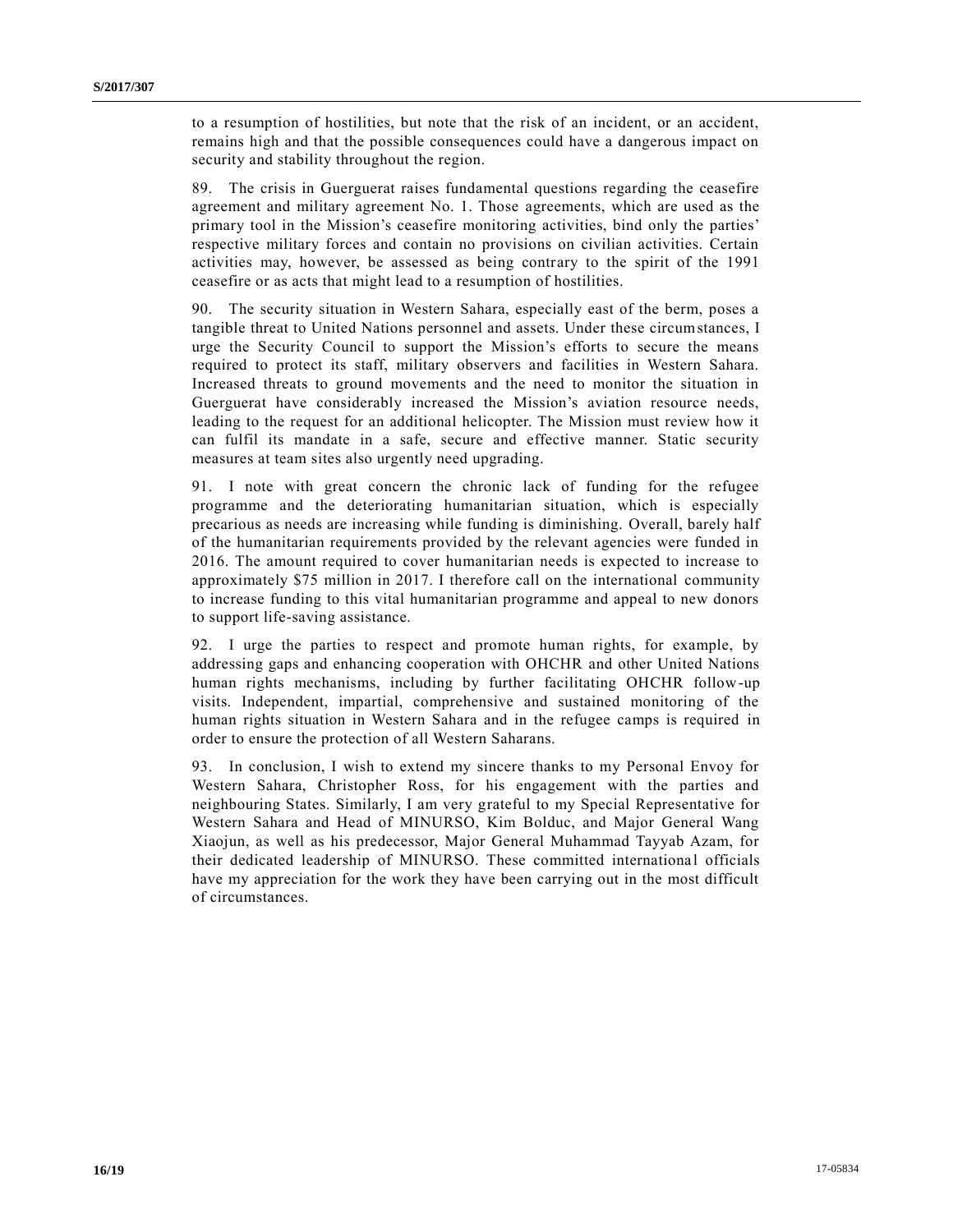to a resumption of hostilities, but note that the risk of an incident, or an accident, remains high and that the possible consequences could have a dangerous impact on security and stability throughout the region.

89. The crisis in Guerguerat raises fundamental questions regarding the ceasefire agreement and military agreement No. 1. Those agreements, which are used as the primary tool in the Mission's ceasefire monitoring activities, bind only the parties' respective military forces and contain no provisions on civilian activities. Certain activities may, however, be assessed as being contrary to the spirit of the 1991 ceasefire or as acts that might lead to a resumption of hostilities.

90. The security situation in Western Sahara, especially east of the berm, poses a tangible threat to United Nations personnel and assets. Under these circumstances, I urge the Security Council to support the Mission's efforts to secure the means required to protect its staff, military observers and facilities in Western Sahara. Increased threats to ground movements and the need to monitor the situation in Guerguerat have considerably increased the Mission's aviation resource needs, leading to the request for an additional helicopter. The Mission must review how it can fulfil its mandate in a safe, secure and effective manner. Static security measures at team sites also urgently need upgrading.

91. I note with great concern the chronic lack of funding for the refugee programme and the deteriorating humanitarian situation, which is especially precarious as needs are increasing while funding is diminishing. Overall, barely half of the humanitarian requirements provided by the relevant agencies were funded in 2016. The amount required to cover humanitarian needs is expected to increase to approximately $75 million in 2017. I therefore call on the international community to increase funding to this vital humanitarian programme and appeal to new donors to support life-saving assistance.

92. I urge the parties to respect and promote human rights, for example, by addressing gaps and enhancing cooperation with OHCHR and other United Nations human rights mechanisms, including by further facilitating OHCHR follow-up visits. Independent, impartial, comprehensive and sustained monitoring of the human rights situation in Western Sahara and in the refugee camps is required in order to ensure the protection of all Western Saharans.

93. In conclusion, I wish to extend my sincere thanks to my Personal Envoy for Western Sahara, Christopher Ross, for his engagement with the parties and neighbouring States. Similarly, I am very grateful to my Special Representative for Western Sahara and Head of MINURSO, Kim Bolduc, and Major General Wang Xiaojun, as well as his predecessor, Major General Muhammad Tayyab Azam, for their dedicated leadership of MINURSO. These committed international officials have my appreciation for the work they have been carrying out in the most difficult of circumstances.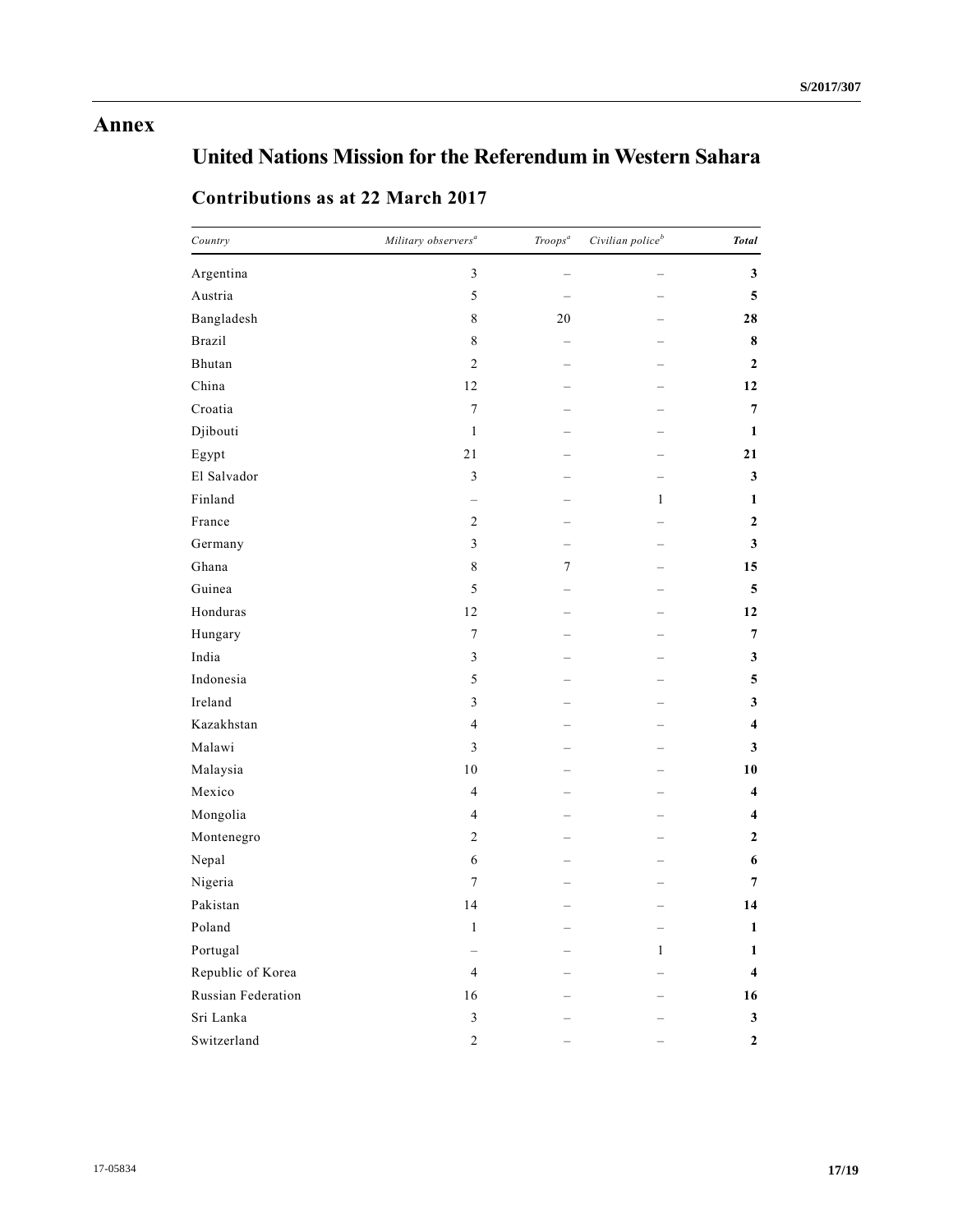# Annex

## United Nations Mission for the Referendum in Western Sahara

### Contributions as at 22 March 2017

| *Country* | *Military observers*[a] | *Troops*[a] | *Civilian police*[b] | ***Total*** |
|---|---|---|---|---|
| Argentina | 3 | – | – | **3** |
| Austria | 5 | – | – | **5** |
| Bangladesh | 8 | 20 | – | **28** |
| Brazil | 8 | – | – | **8** |
| Bhutan | 2 | – | – | **2** |
| China | 12 | – | – | **12** |
| Croatia | 7 | – | – | **7** |
| Djibouti | 1 | – | – | **1** |
| Egypt | 21 | – | – | **21** |
| El Salvador | 3 | – | – | **3** |
| Finland | – | – | 1 | **1** |
| France | 2 | – | – | **2** |
| Germany | 3 | – | – | **3** |
| Ghana | 8 | 7 | – | **15** |
| Guinea | 5 | – | – | **5** |
| Honduras | 12 | – | – | **12** |
| Hungary | 7 | – | – | **7** |
| India | 3 | – | – | **3** |
| Indonesia | 5 | – | – | **5** |
| Ireland | 3 | – | – | **3** |
| Kazakhstan | 4 | – | – | **4** |
| Malawi | 3 | – | – | **3** |
| Malaysia | 10 | – | – | **10** |
| Mexico | 4 | – | – | **4** |
| Mongolia | 4 | – | – | **4** |
| Montenegro | 2 | – | – | **2** |
| Nepal | 6 | – | – | **6** |
| Nigeria | 7 | – | – | **7** |
| Pakistan | 14 | – | – | **14** |
| Poland | 1 | – | – | **1** |
| Portugal | – | – | 1 | **1** |
| Republic of Korea | 4 | – | – | **4** |
| Russian Federation | 16 | – | – | **16** |
| Sri Lanka | 3 | – | – | **3** |
| Switzerland | 2 | – | – | **2** |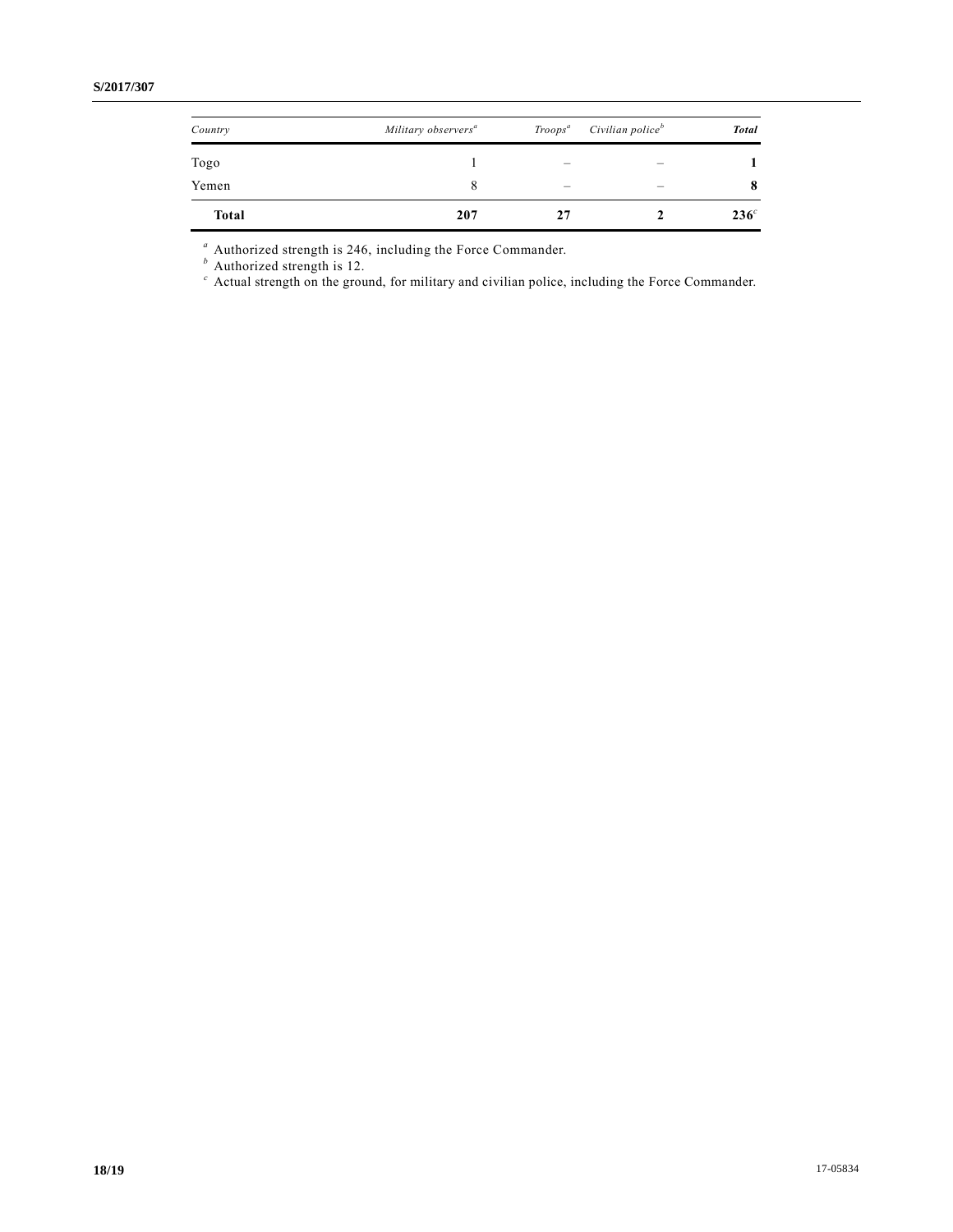| Country | Military observers[a] | Troops[a] | Civilian police[b] | Total |
|---|---|---|---|---|
| Togo | 1 | – | – | **1** |
| Yemen | 8 | – | – | **8** |
| **Total** | **207** | **27** | **2** | **236**[c] |

[a] Authorized strength is 246, including the Force Commander.
[b] Authorized strength is 12.
[c] Actual strength on the ground, for military and civilian police, including the Force Commander.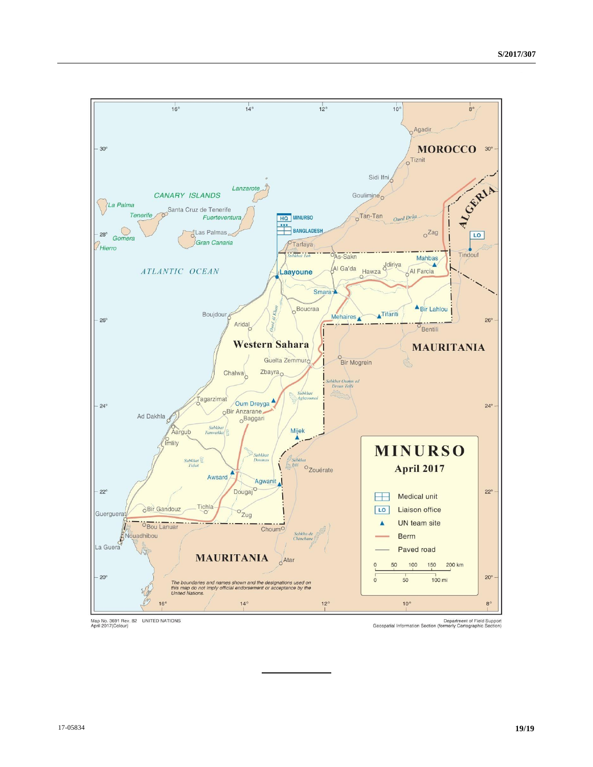MINURSO

April 2017

Medical unit

LO Liaison office

UN team site

Berm

Paved road

0 50 100 150 200 km

0 50 100 mi

MOROCCO

ALGERIA

MAURITANIA

Western Sahara

CANARY ISLANDS

ATLANTIC OCEAN

HQ MINURSO

BANGLADESH

Agadir

Tiznit

Sidi Ifni

Goulimine

Tan-Tan

Oued Drâa

Zag

Tindouf

Tarfaya

As-Sakn

Mahbas

Jdiriya

Al Ga'da

Hawza

Al Farcia

Laayoune

Smara

Bir Lahlou

Boucraa

Tifariti

Mehaires

Boujdour

Aridal

Oued Al Khatt

Bentili

Guelta Zemmur

Bir Mogrein

Chalwa

Zbayra

Sebkhat Oumm ed Droûs Telli

Sebkhat Aghzoumal

Tagarzimat

Oum Dreyga

Bir Anzarane

Ad Dakhla

Baggari

Sebkhat Tanwakka

Mijek

Aargub

Imlily

Sebkhat Dounnas

Sebkhat Tidsit

Sebkhet Ijill

Zouérate

Awsard

Agwanit

Dougaj

Bir Gandouz

Tichla

Guerguerat

Zug

Bou Lanuar

Choum

Nouadhibou

Sebkha de Chinchane

La Guera

Atar

Lanzarote

La Palma

Santa Cruz de Tenerife

Tenerife

Fuerteventura

Las Palmas

Gomera

Gran Canaria

Hierro

16° 14° 12° 10° 8°

30° 28° 26° 24° 22° 20°

The boundaries and names shown and the designations used on this map do not imply official endorsement or acceptance by the United Nations.

Map No. 3691 Rev. 82 UNITED NATIONS
April 2017(Colour)

Department of Field Support
Geospatial Information Section (formerly Cartographic Section)